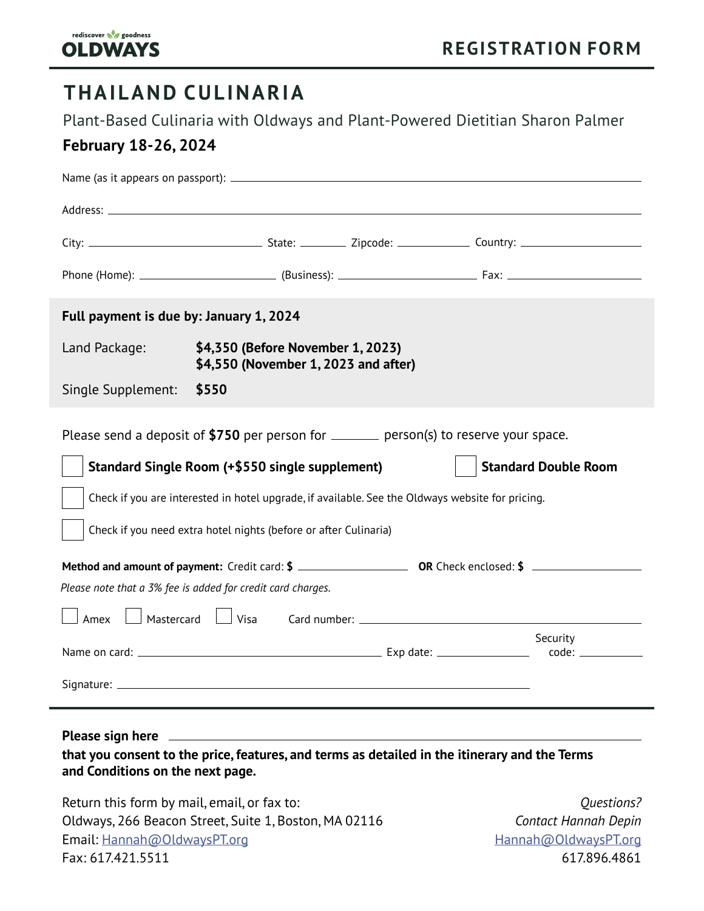rediscover goodness
**OLDWAYS**

**REGISTRATION FORM**

# THAILAND CULINARIA

Plant-Based Culinaria with Oldways and Plant-Powered Dietitian Sharon Palmer

**February 18-26, 2024**

Name (as it appears on passport): ____________________

Address: ____________________

City: ____________ State: ______ Zipcode: ________ Country: ____________

Phone (Home): ____________ (Business): ____________ Fax: ____________

**Full payment is due by: January 1, 2024**

| | |
|---|---|
| Land Package: | **$4,350 (Before November 1, 2023)**<br>**$4,550 (November 1, 2023 and after)** |
| Single Supplement: | **$550** |

Please send a deposit of **$750** per person for ______ person(s) to reserve your space.

☐ **Standard Single Room (+$550 single supplement)** ☐ **Standard Double Room**

☐ Check if you are interested in hotel upgrade, if available. See the Oldways website for pricing.

☐ Check if you need extra hotel nights (before or after Culinaria)

**Method and amount of payment:** Credit card: **$** ____________ **OR** Check enclosed: **$** ____________

*Please note that a 3% fee is added for credit card charges.*

☐ Amex ☐ Mastercard ☐ Visa Card number: ____________________

Name on card: ____________________ Exp date: ____________ Security code: ________

Signature: ____________________

**Please sign here** ____________________
**that you consent to the price, features, and terms as detailed in the itinerary and the Terms and Conditions on the next page.**

Return this form by mail, email, or fax to:
Oldways, 266 Beacon Street, Suite 1, Boston, MA 02116
Email: Hannah@OldwaysPT.org
Fax: 617.421.5511

*Questions?*
*Contact Hannah Depin*
Hannah@OldwaysPT.org
617.896.4861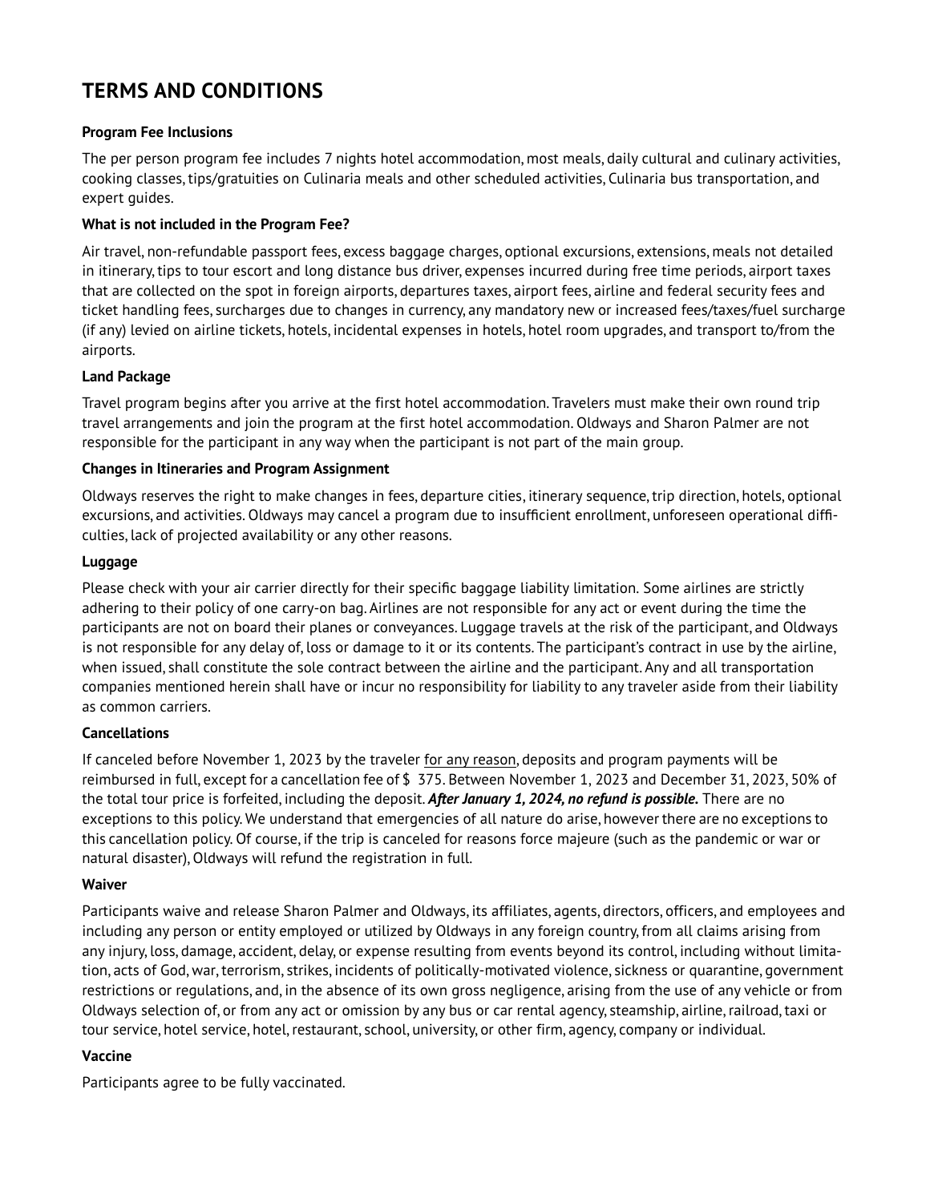# TERMS AND CONDITIONS

**Program Fee Inclusions**

The per person program fee includes 7 nights hotel accommodation, most meals, daily cultural and culinary activities, cooking classes, tips/gratuities on Culinaria meals and other scheduled activities, Culinaria bus transportation, and expert guides.

**What is not included in the Program Fee?**

Air travel, non-refundable passport fees, excess baggage charges, optional excursions, extensions, meals not detailed in itinerary, tips to tour escort and long distance bus driver, expenses incurred during free time periods, airport taxes that are collected on the spot in foreign airports, departures taxes, airport fees, airline and federal security fees and ticket handling fees, surcharges due to changes in currency, any mandatory new or increased fees/taxes/fuel surcharge (if any) levied on airline tickets, hotels, incidental expenses in hotels, hotel room upgrades, and transport to/from the airports.

**Land Package**

Travel program begins after you arrive at the first hotel accommodation. Travelers must make their own round trip travel arrangements and join the program at the first hotel accommodation. Oldways and Sharon Palmer are not responsible for the participant in any way when the participant is not part of the main group.

**Changes in Itineraries and Program Assignment**

Oldways reserves the right to make changes in fees, departure cities, itinerary sequence, trip direction, hotels, optional excursions, and activities. Oldways may cancel a program due to insufficient enrollment, unforeseen operational difficulties, lack of projected availability or any other reasons.

**Luggage**

Please check with your air carrier directly for their specific baggage liability limitation. Some airlines are strictly adhering to their policy of one carry-on bag. Airlines are not responsible for any act or event during the time the participants are not on board their planes or conveyances. Luggage travels at the risk of the participant, and Oldways is not responsible for any delay of, loss or damage to it or its contents. The participant's contract in use by the airline, when issued, shall constitute the sole contract between the airline and the participant. Any and all transportation companies mentioned herein shall have or incur no responsibility for liability to any traveler aside from their liability as common carriers.

**Cancellations**

If canceled before November 1, 2023 by the traveler for any reason, deposits and program payments will be reimbursed in full, except for a cancellation fee of $ 375. Between November 1, 2023 and December 31, 2023, 50% of the total tour price is forfeited, including the deposit. ***After January 1, 2024, no refund is possible.*** There are no exceptions to this policy. We understand that emergencies of all nature do arise, however there are no exceptions to this cancellation policy. Of course, if the trip is canceled for reasons force majeure (such as the pandemic or war or natural disaster), Oldways will refund the registration in full.

**Waiver**

Participants waive and release Sharon Palmer and Oldways, its affiliates, agents, directors, officers, and employees and including any person or entity employed or utilized by Oldways in any foreign country, from all claims arising from any injury, loss, damage, accident, delay, or expense resulting from events beyond its control, including without limitation, acts of God, war, terrorism, strikes, incidents of politically-motivated violence, sickness or quarantine, government restrictions or regulations, and, in the absence of its own gross negligence, arising from the use of any vehicle or from Oldways selection of, or from any act or omission by any bus or car rental agency, steamship, airline, railroad, taxi or tour service, hotel service, hotel, restaurant, school, university, or other firm, agency, company or individual.

**Vaccine**

Participants agree to be fully vaccinated.